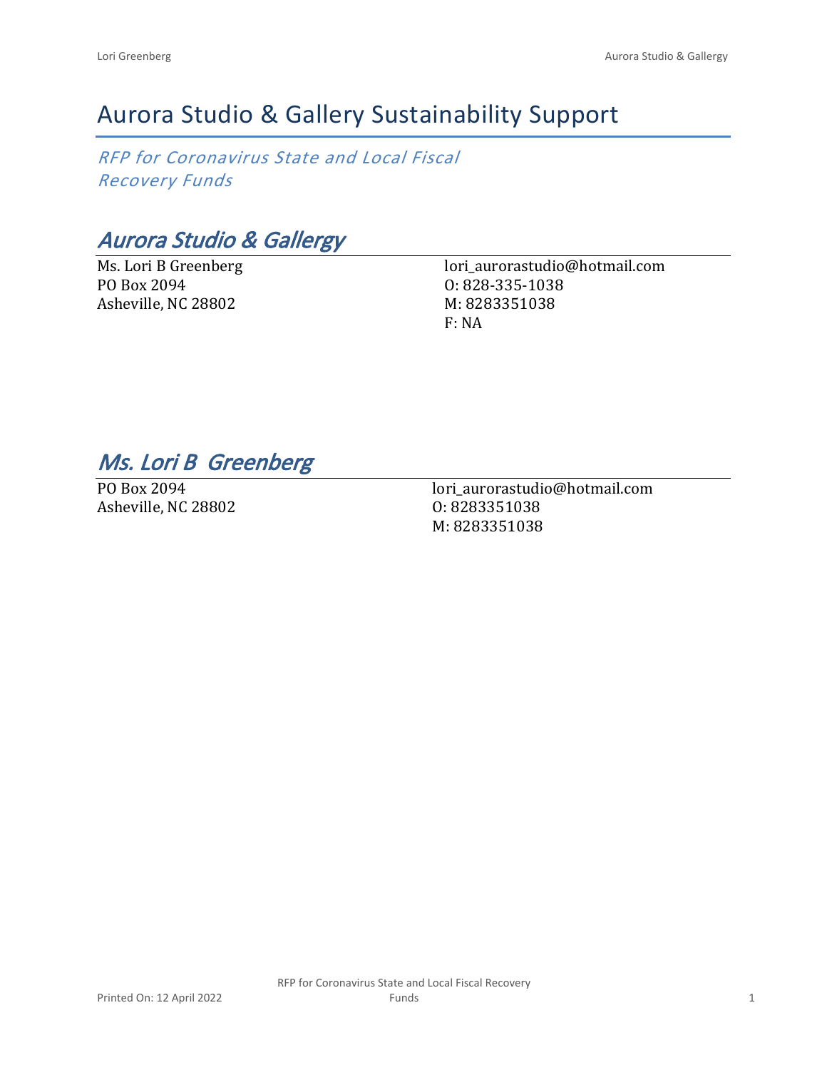# Aurora Studio & Gallery Sustainability Support

*RFP for Coronavirus State and Local Fiscal Recovery Funds*

## *Aurora Studio & Gallergy*

Ms. Lori B Greenberg
PO Box 2094
Asheville, NC 28802

lori_aurorastudio@hotmail.com
O: 828-335-1038
M: 8283351038
F: NA

## *Ms. Lori B Greenberg*

PO Box 2094
Asheville, NC 28802

lori_aurorastudio@hotmail.com
O: 8283351038
M: 8283351038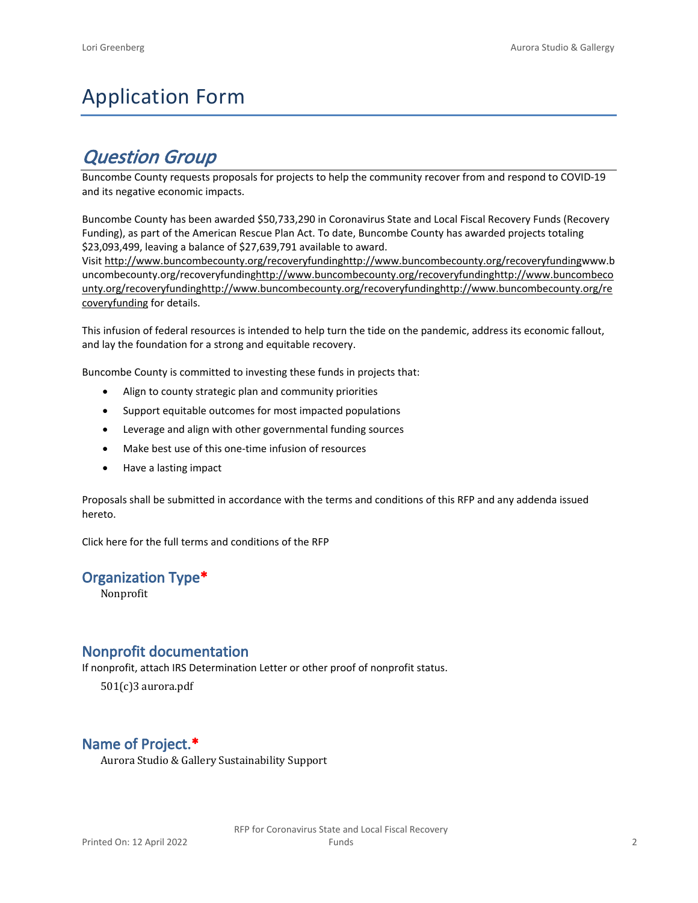# Application Form

## *Question Group*

Buncombe County requests proposals for projects to help the community recover from and respond to COVID-19 and its negative economic impacts.

Buncombe County has been awarded $50,733,290 in Coronavirus State and Local Fiscal Recovery Funds (Recovery Funding), as part of the American Rescue Plan Act. To date, Buncombe County has awarded projects totaling $23,093,499, leaving a balance of $27,639,791 available to award.

Visit http://www.buncombecounty.org/recoveryfundinghttp://www.buncombecounty.org/recoveryfundingwww.buncombecounty.org/recoveryfundinghttp://www.buncombecounty.org/recoveryfundinghttp://www.buncombecounty.org/recoveryfundinghttp://www.buncombecounty.org/recoveryfundinghttp://www.buncombecounty.org/recoveryfunding for details.

This infusion of federal resources is intended to help turn the tide on the pandemic, address its economic fallout, and lay the foundation for a strong and equitable recovery.

Buncombe County is committed to investing these funds in projects that:

- Align to county strategic plan and community priorities
- Support equitable outcomes for most impacted populations
- Leverage and align with other governmental funding sources
- Make best use of this one-time infusion of resources
- Have a lasting impact

Proposals shall be submitted in accordance with the terms and conditions of this RFP and any addenda issued hereto.

Click here for the full terms and conditions of the RFP

### Organization Type*

Nonprofit

### Nonprofit documentation

If nonprofit, attach IRS Determination Letter or other proof of nonprofit status.

501(c)3 aurora.pdf

### Name of Project.*

Aurora Studio & Gallery Sustainability Support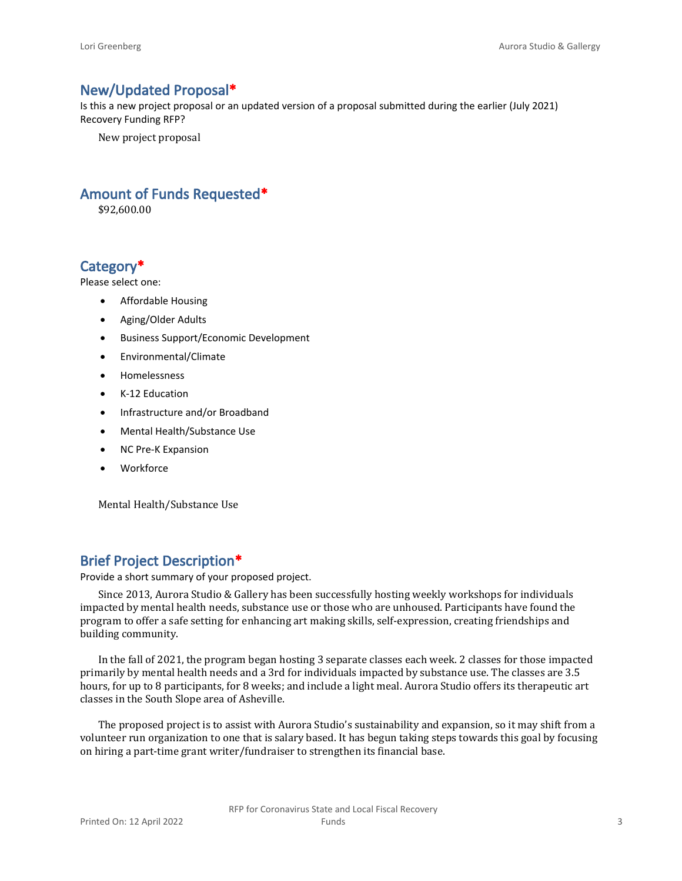## New/Updated Proposal*

Is this a new project proposal or an updated version of a proposal submitted during the earlier (July 2021) Recovery Funding RFP?

New project proposal

## Amount of Funds Requested*

$92,600.00

## Category*

Please select one:

- Affordable Housing
- Aging/Older Adults
- Business Support/Economic Development
- Environmental/Climate
- Homelessness
- K-12 Education
- Infrastructure and/or Broadband
- Mental Health/Substance Use
- NC Pre-K Expansion
- Workforce

Mental Health/Substance Use

## Brief Project Description*

Provide a short summary of your proposed project.

Since 2013, Aurora Studio & Gallery has been successfully hosting weekly workshops for individuals impacted by mental health needs, substance use or those who are unhoused. Participants have found the program to offer a safe setting for enhancing art making skills, self-expression, creating friendships and building community.

In the fall of 2021, the program began hosting 3 separate classes each week. 2 classes for those impacted primarily by mental health needs and a 3rd for individuals impacted by substance use. The classes are 3.5 hours, for up to 8 participants, for 8 weeks; and include a light meal. Aurora Studio offers its therapeutic art classes in the South Slope area of Asheville.

The proposed project is to assist with Aurora Studio's sustainability and expansion, so it may shift from a volunteer run organization to one that is salary based. It has begun taking steps towards this goal by focusing on hiring a part-time grant writer/fundraiser to strengthen its financial base.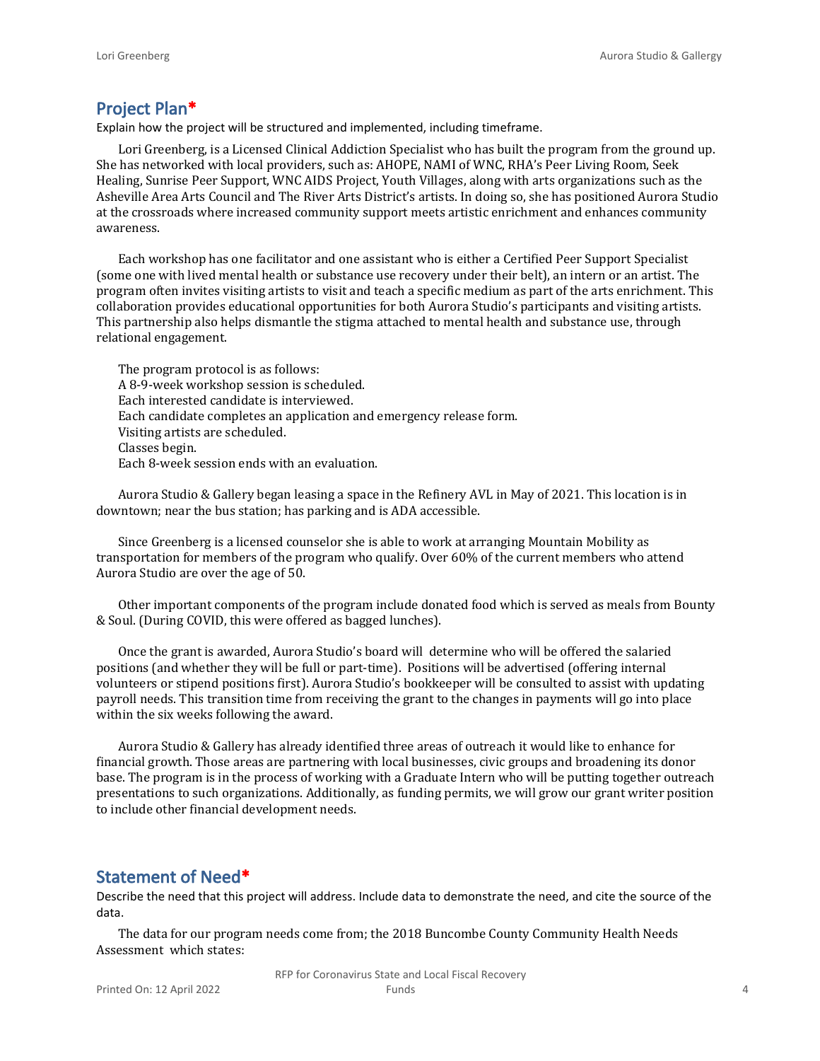## Project Plan*

Explain how the project will be structured and implemented, including timeframe.

Lori Greenberg, is a Licensed Clinical Addiction Specialist who has built the program from the ground up. She has networked with local providers, such as: AHOPE, NAMI of WNC, RHA's Peer Living Room, Seek Healing, Sunrise Peer Support, WNC AIDS Project, Youth Villages, along with arts organizations such as the Asheville Area Arts Council and The River Arts District's artists. In doing so, she has positioned Aurora Studio at the crossroads where increased community support meets artistic enrichment and enhances community awareness.

Each workshop has one facilitator and one assistant who is either a Certified Peer Support Specialist (some one with lived mental health or substance use recovery under their belt), an intern or an artist. The program often invites visiting artists to visit and teach a specific medium as part of the arts enrichment. This collaboration provides educational opportunities for both Aurora Studio's participants and visiting artists. This partnership also helps dismantle the stigma attached to mental health and substance use, through relational engagement.

The program protocol is as follows:
A 8-9-week workshop session is scheduled.
Each interested candidate is interviewed.
Each candidate completes an application and emergency release form.
Visiting artists are scheduled.
Classes begin.
Each 8-week session ends with an evaluation.

Aurora Studio & Gallery began leasing a space in the Refinery AVL in May of 2021. This location is in downtown; near the bus station; has parking and is ADA accessible.

Since Greenberg is a licensed counselor she is able to work at arranging Mountain Mobility as transportation for members of the program who qualify. Over 60% of the current members who attend Aurora Studio are over the age of 50.

Other important components of the program include donated food which is served as meals from Bounty & Soul. (During COVID, this were offered as bagged lunches).

Once the grant is awarded, Aurora Studio's board will determine who will be offered the salaried positions (and whether they will be full or part-time). Positions will be advertised (offering internal volunteers or stipend positions first). Aurora Studio's bookkeeper will be consulted to assist with updating payroll needs. This transition time from receiving the grant to the changes in payments will go into place within the six weeks following the award.

Aurora Studio & Gallery has already identified three areas of outreach it would like to enhance for financial growth. Those areas are partnering with local businesses, civic groups and broadening its donor base. The program is in the process of working with a Graduate Intern who will be putting together outreach presentations to such organizations. Additionally, as funding permits, we will grow our grant writer position to include other financial development needs.

## Statement of Need*

Describe the need that this project will address. Include data to demonstrate the need, and cite the source of the data.

The data for our program needs come from; the 2018 Buncombe County Community Health Needs Assessment which states: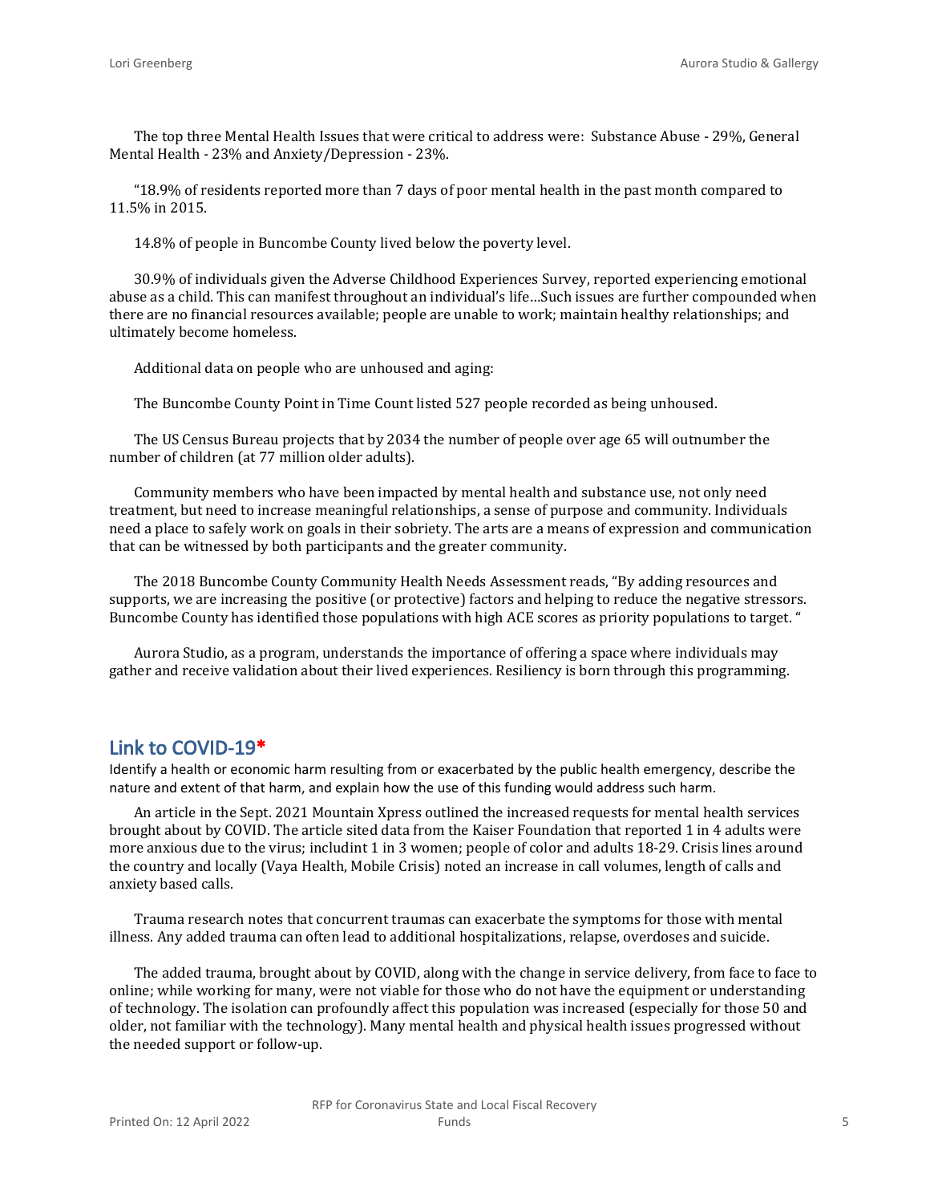The top three Mental Health Issues that were critical to address were: Substance Abuse - 29%, General Mental Health - 23% and Anxiety/Depression - 23%.

"18.9% of residents reported more than 7 days of poor mental health in the past month compared to 11.5% in 2015.

14.8% of people in Buncombe County lived below the poverty level.

30.9% of individuals given the Adverse Childhood Experiences Survey, reported experiencing emotional abuse as a child. This can manifest throughout an individual's life…Such issues are further compounded when there are no financial resources available; people are unable to work; maintain healthy relationships; and ultimately become homeless.

Additional data on people who are unhoused and aging:

The Buncombe County Point in Time Count listed 527 people recorded as being unhoused.

The US Census Bureau projects that by 2034 the number of people over age 65 will outnumber the number of children (at 77 million older adults).

Community members who have been impacted by mental health and substance use, not only need treatment, but need to increase meaningful relationships, a sense of purpose and community. Individuals need a place to safely work on goals in their sobriety. The arts are a means of expression and communication that can be witnessed by both participants and the greater community.

The 2018 Buncombe County Community Health Needs Assessment reads, "By adding resources and supports, we are increasing the positive (or protective) factors and helping to reduce the negative stressors. Buncombe County has identified those populations with high ACE scores as priority populations to target. "

Aurora Studio, as a program, understands the importance of offering a space where individuals may gather and receive validation about their lived experiences. Resiliency is born through this programming.

## Link to COVID-19*

Identify a health or economic harm resulting from or exacerbated by the public health emergency, describe the nature and extent of that harm, and explain how the use of this funding would address such harm.

An article in the Sept. 2021 Mountain Xpress outlined the increased requests for mental health services brought about by COVID. The article sited data from the Kaiser Foundation that reported 1 in 4 adults were more anxious due to the virus; includint 1 in 3 women; people of color and adults 18-29. Crisis lines around the country and locally (Vaya Health, Mobile Crisis) noted an increase in call volumes, length of calls and anxiety based calls.

Trauma research notes that concurrent traumas can exacerbate the symptoms for those with mental illness. Any added trauma can often lead to additional hospitalizations, relapse, overdoses and suicide.

The added trauma, brought about by COVID, along with the change in service delivery, from face to face to online; while working for many, were not viable for those who do not have the equipment or understanding of technology. The isolation can profoundly affect this population was increased (especially for those 50 and older, not familiar with the technology). Many mental health and physical health issues progressed without the needed support or follow-up.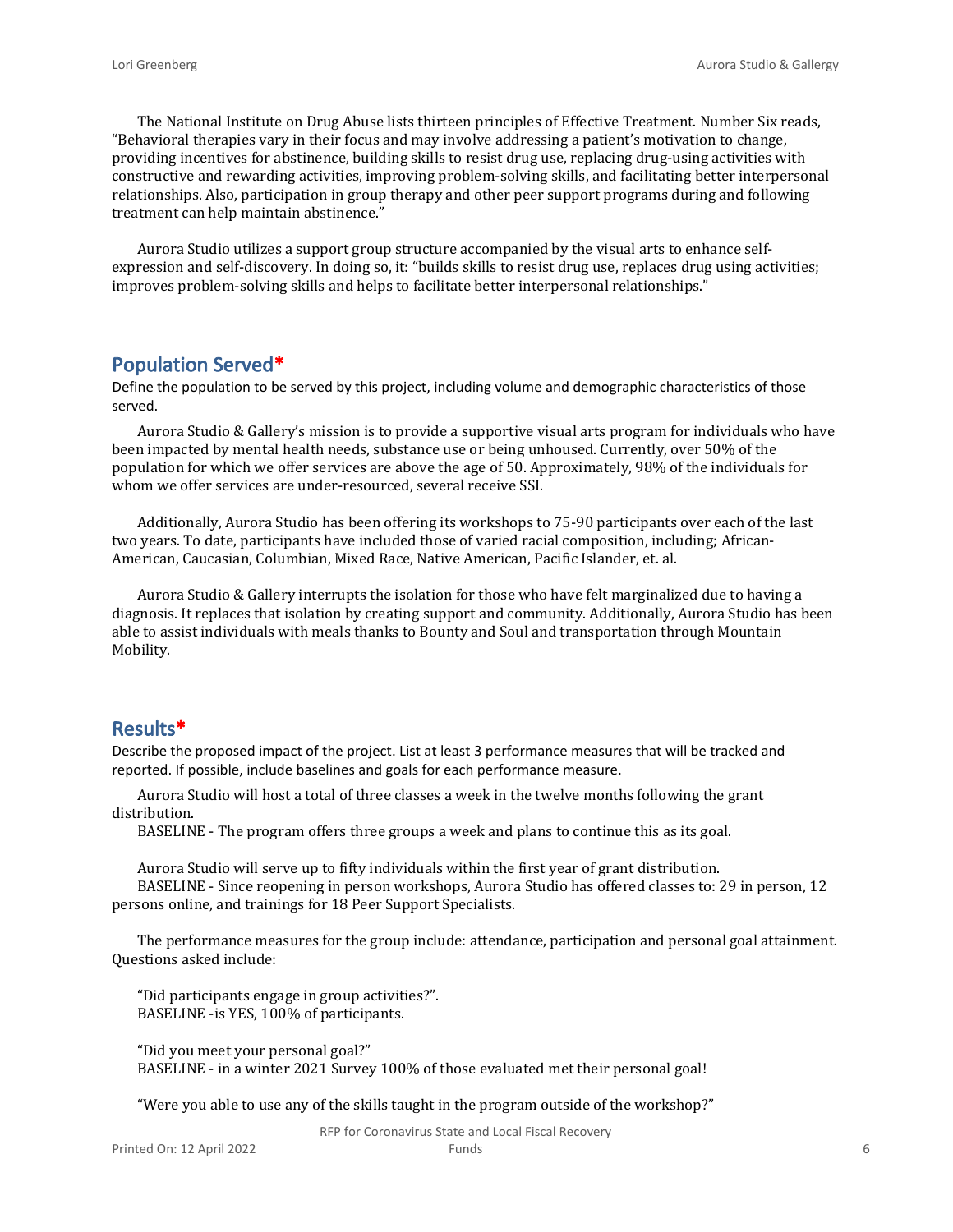The National Institute on Drug Abuse lists thirteen principles of Effective Treatment. Number Six reads, "Behavioral therapies vary in their focus and may involve addressing a patient's motivation to change, providing incentives for abstinence, building skills to resist drug use, replacing drug-using activities with constructive and rewarding activities, improving problem-solving skills, and facilitating better interpersonal relationships. Also, participation in group therapy and other peer support programs during and following treatment can help maintain abstinence."

Aurora Studio utilizes a support group structure accompanied by the visual arts to enhance self-expression and self-discovery. In doing so, it: "builds skills to resist drug use, replaces drug using activities; improves problem-solving skills and helps to facilitate better interpersonal relationships."

## Population Served*

Define the population to be served by this project, including volume and demographic characteristics of those served.

Aurora Studio & Gallery's mission is to provide a supportive visual arts program for individuals who have been impacted by mental health needs, substance use or being unhoused. Currently, over 50% of the population for which we offer services are above the age of 50. Approximately, 98% of the individuals for whom we offer services are under-resourced, several receive SSI.

Additionally, Aurora Studio has been offering its workshops to 75-90 participants over each of the last two years. To date, participants have included those of varied racial composition, including; African-American, Caucasian, Columbian, Mixed Race, Native American, Pacific Islander, et. al.

Aurora Studio & Gallery interrupts the isolation for those who have felt marginalized due to having a diagnosis. It replaces that isolation by creating support and community. Additionally, Aurora Studio has been able to assist individuals with meals thanks to Bounty and Soul and transportation through Mountain Mobility.

## Results*

Describe the proposed impact of the project. List at least 3 performance measures that will be tracked and reported. If possible, include baselines and goals for each performance measure.

Aurora Studio will host a total of three classes a week in the twelve months following the grant distribution.

BASELINE - The program offers three groups a week and plans to continue this as its goal.

Aurora Studio will serve up to fifty individuals within the first year of grant distribution.

BASELINE - Since reopening in person workshops, Aurora Studio has offered classes to: 29 in person, 12 persons online, and trainings for 18 Peer Support Specialists.

The performance measures for the group include: attendance, participation and personal goal attainment. Questions asked include:

"Did participants engage in group activities?".

BASELINE -is YES, 100% of participants.

"Did you meet your personal goal?"

BASELINE - in a winter 2021 Survey 100% of those evaluated met their personal goal!

"Were you able to use any of the skills taught in the program outside of the workshop?"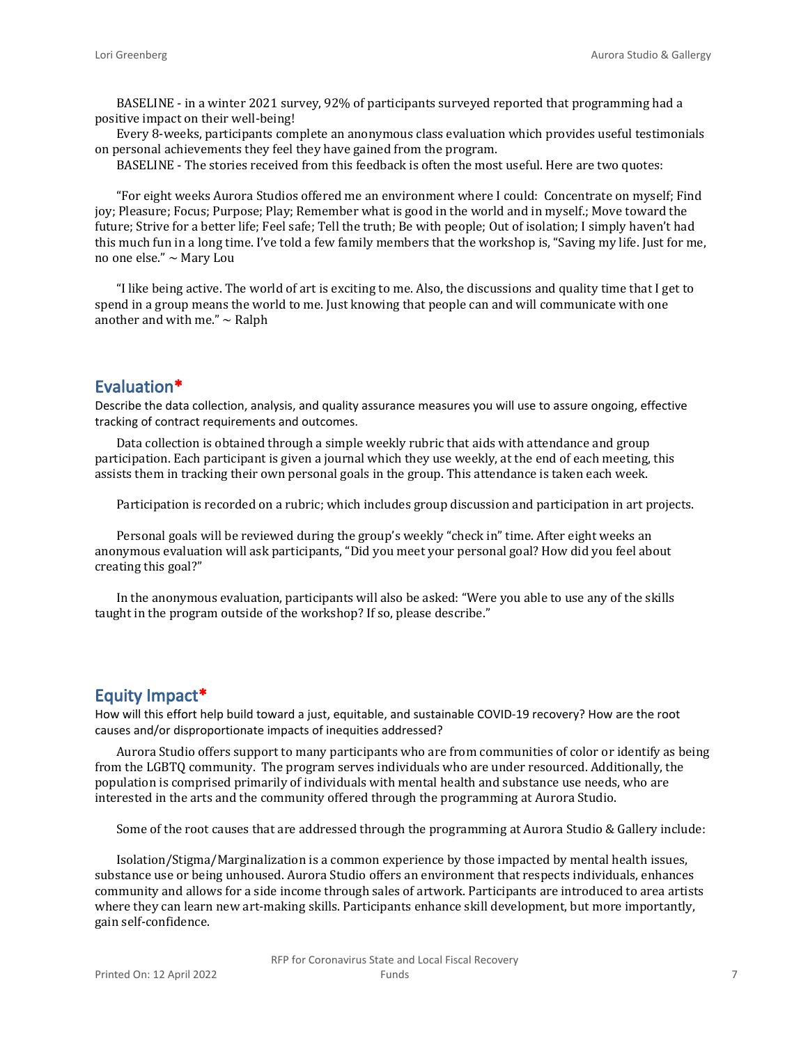BASELINE - in a winter 2021 survey, 92% of participants surveyed reported that programming had a positive impact on their well-being!

Every 8-weeks, participants complete an anonymous class evaluation which provides useful testimonials on personal achievements they feel they have gained from the program.

BASELINE - The stories received from this feedback is often the most useful. Here are two quotes:

"For eight weeks Aurora Studios offered me an environment where I could: Concentrate on myself; Find joy; Pleasure; Focus; Purpose; Play; Remember what is good in the world and in myself.; Move toward the future; Strive for a better life; Feel safe; Tell the truth; Be with people; Out of isolation; I simply haven't had this much fun in a long time. I've told a few family members that the workshop is, "Saving my life. Just for me, no one else." ~ Mary Lou

"I like being active. The world of art is exciting to me. Also, the discussions and quality time that I get to spend in a group means the world to me. Just knowing that people can and will communicate with one another and with me." ~ Ralph

## Evaluation*

Describe the data collection, analysis, and quality assurance measures you will use to assure ongoing, effective tracking of contract requirements and outcomes.

Data collection is obtained through a simple weekly rubric that aids with attendance and group participation. Each participant is given a journal which they use weekly, at the end of each meeting, this assists them in tracking their own personal goals in the group. This attendance is taken each week.

Participation is recorded on a rubric; which includes group discussion and participation in art projects.

Personal goals will be reviewed during the group's weekly "check in" time. After eight weeks an anonymous evaluation will ask participants, "Did you meet your personal goal? How did you feel about creating this goal?"

In the anonymous evaluation, participants will also be asked: "Were you able to use any of the skills taught in the program outside of the workshop? If so, please describe."

## Equity Impact*

How will this effort help build toward a just, equitable, and sustainable COVID-19 recovery? How are the root causes and/or disproportionate impacts of inequities addressed?

Aurora Studio offers support to many participants who are from communities of color or identify as being from the LGBTQ community. The program serves individuals who are under resourced. Additionally, the population is comprised primarily of individuals with mental health and substance use needs, who are interested in the arts and the community offered through the programming at Aurora Studio.

Some of the root causes that are addressed through the programming at Aurora Studio & Gallery include:

Isolation/Stigma/Marginalization is a common experience by those impacted by mental health issues, substance use or being unhoused. Aurora Studio offers an environment that respects individuals, enhances community and allows for a side income through sales of artwork. Participants are introduced to area artists where they can learn new art-making skills. Participants enhance skill development, but more importantly, gain self-confidence.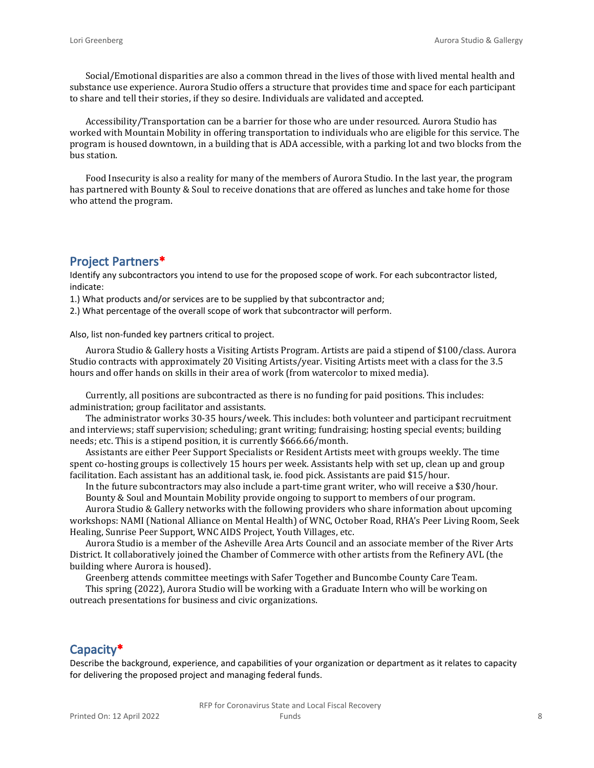Social/Emotional disparities are also a common thread in the lives of those with lived mental health and substance use experience. Aurora Studio offers a structure that provides time and space for each participant to share and tell their stories, if they so desire. Individuals are validated and accepted.

Accessibility/Transportation can be a barrier for those who are under resourced. Aurora Studio has worked with Mountain Mobility in offering transportation to individuals who are eligible for this service. The program is housed downtown, in a building that is ADA accessible, with a parking lot and two blocks from the bus station.

Food Insecurity is also a reality for many of the members of Aurora Studio. In the last year, the program has partnered with Bounty & Soul to receive donations that are offered as lunches and take home for those who attend the program.

## Project Partners*

Identify any subcontractors you intend to use for the proposed scope of work. For each subcontractor listed, indicate:

1.) What products and/or services are to be supplied by that subcontractor and;

2.) What percentage of the overall scope of work that subcontractor will perform.

Also, list non-funded key partners critical to project.

Aurora Studio & Gallery hosts a Visiting Artists Program. Artists are paid a stipend of $100/class. Aurora Studio contracts with approximately 20 Visiting Artists/year. Visiting Artists meet with a class for the 3.5 hours and offer hands on skills in their area of work (from watercolor to mixed media).

Currently, all positions are subcontracted as there is no funding for paid positions. This includes: administration; group facilitator and assistants.

The administrator works 30-35 hours/week. This includes: both volunteer and participant recruitment and interviews; staff supervision; scheduling; grant writing; fundraising; hosting special events; building needs; etc. This is a stipend position, it is currently $666.66/month.

Assistants are either Peer Support Specialists or Resident Artists meet with groups weekly. The time spent co-hosting groups is collectively 15 hours per week. Assistants help with set up, clean up and group facilitation. Each assistant has an additional task, ie. food pick. Assistants are paid $15/hour.

In the future subcontractors may also include a part-time grant writer, who will receive a $30/hour.

Bounty & Soul and Mountain Mobility provide ongoing to support to members of our program.

Aurora Studio & Gallery networks with the following providers who share information about upcoming workshops: NAMI (National Alliance on Mental Health) of WNC, October Road, RHA's Peer Living Room, Seek Healing, Sunrise Peer Support, WNC AIDS Project, Youth Villages, etc.

Aurora Studio is a member of the Asheville Area Arts Council and an associate member of the River Arts District. It collaboratively joined the Chamber of Commerce with other artists from the Refinery AVL (the building where Aurora is housed).

Greenberg attends committee meetings with Safer Together and Buncombe County Care Team.

This spring (2022), Aurora Studio will be working with a Graduate Intern who will be working on outreach presentations for business and civic organizations.

## Capacity*

Describe the background, experience, and capabilities of your organization or department as it relates to capacity for delivering the proposed project and managing federal funds.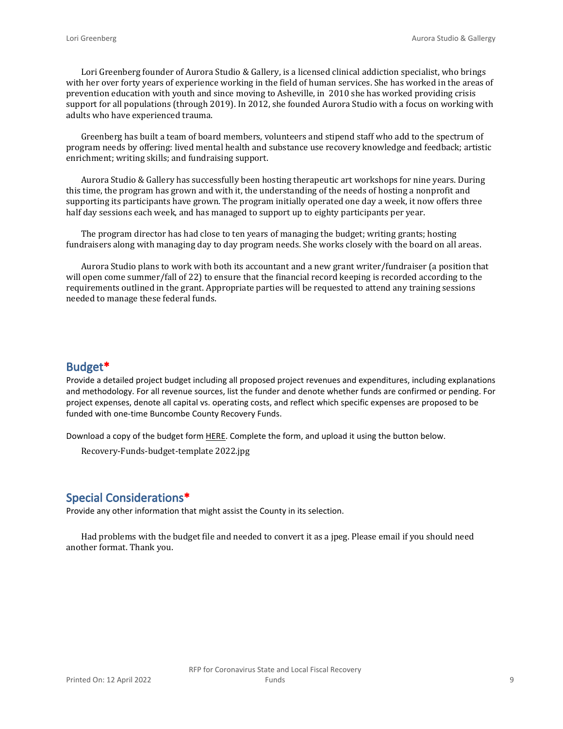Lori Greenberg founder of Aurora Studio & Gallery, is a licensed clinical addiction specialist, who brings with her over forty years of experience working in the field of human services. She has worked in the areas of prevention education with youth and since moving to Asheville, in 2010 she has worked providing crisis support for all populations (through 2019). In 2012, she founded Aurora Studio with a focus on working with adults who have experienced trauma.

Greenberg has built a team of board members, volunteers and stipend staff who add to the spectrum of program needs by offering: lived mental health and substance use recovery knowledge and feedback; artistic enrichment; writing skills; and fundraising support.

Aurora Studio & Gallery has successfully been hosting therapeutic art workshops for nine years. During this time, the program has grown and with it, the understanding of the needs of hosting a nonprofit and supporting its participants have grown. The program initially operated one day a week, it now offers three half day sessions each week, and has managed to support up to eighty participants per year.

The program director has had close to ten years of managing the budget; writing grants; hosting fundraisers along with managing day to day program needs. She works closely with the board on all areas.

Aurora Studio plans to work with both its accountant and a new grant writer/fundraiser (a position that will open come summer/fall of 22) to ensure that the financial record keeping is recorded according to the requirements outlined in the grant. Appropriate parties will be requested to attend any training sessions needed to manage these federal funds.

## Budget*

Provide a detailed project budget including all proposed project revenues and expenditures, including explanations and methodology. For all revenue sources, list the funder and denote whether funds are confirmed or pending. For project expenses, denote all capital vs. operating costs, and reflect which specific expenses are proposed to be funded with one-time Buncombe County Recovery Funds.

Download a copy of the budget form HERE. Complete the form, and upload it using the button below.

Recovery-Funds-budget-template 2022.jpg

## Special Considerations*

Provide any other information that might assist the County in its selection.

Had problems with the budget file and needed to convert it as a jpeg. Please email if you should need another format. Thank you.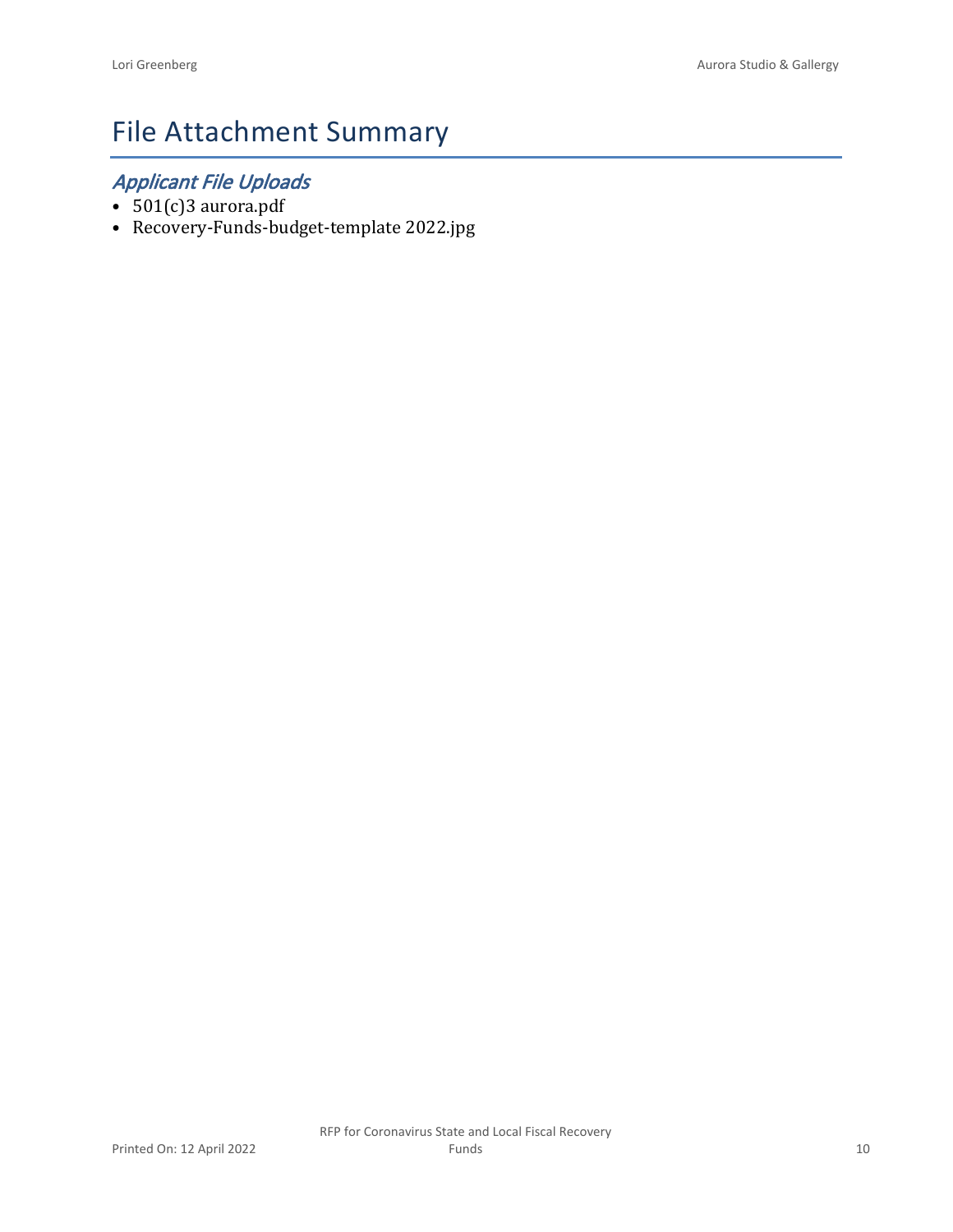# File Attachment Summary

## *Applicant File Uploads*

- 501(c)3 aurora.pdf
- Recovery-Funds-budget-template 2022.jpg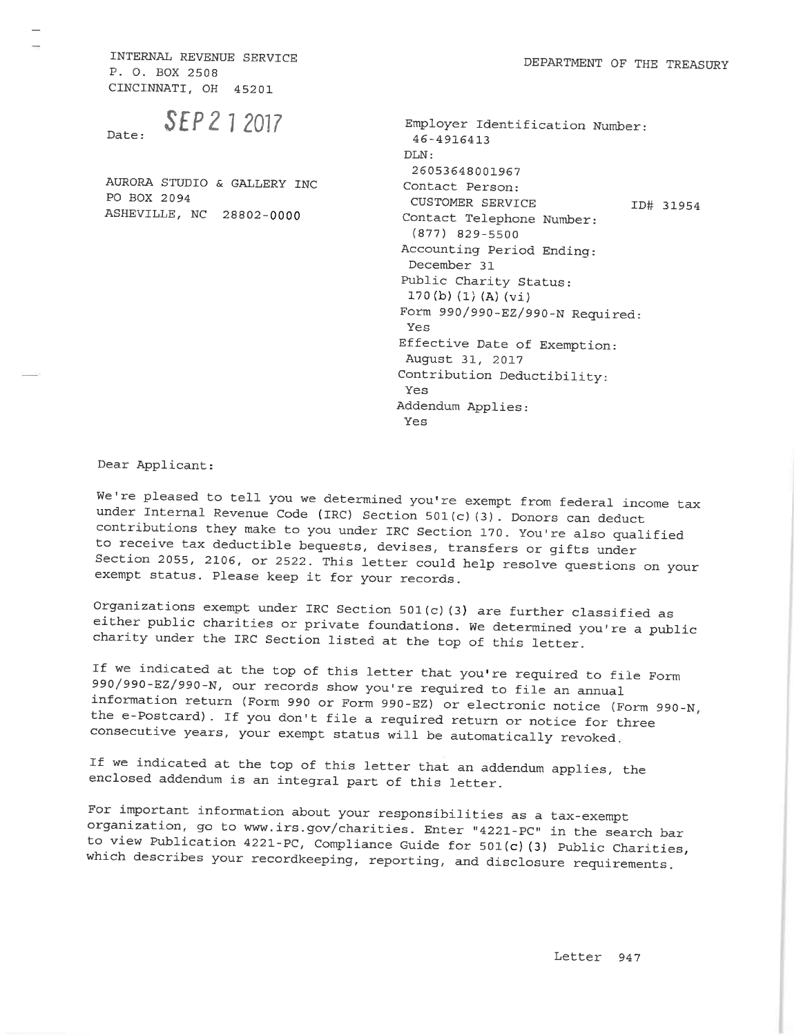INTERNAL REVENUE SERVICE
P. O. BOX 2508
CINCINNATI, OH 45201

DEPARTMENT OF THE TREASURY

Date: SEP 21 2017

AURORA STUDIO & GALLERY INC
PO BOX 2094
ASHEVILLE, NC 28802-0000

Employer Identification Number:
46-4916413
DLN:
26053648001967
Contact Person:
CUSTOMER SERVICE ID# 31954
Contact Telephone Number:
(877) 829-5500
Accounting Period Ending:
December 31
Public Charity Status:
170(b)(1)(A)(vi)
Form 990/990-EZ/990-N Required:
Yes
Effective Date of Exemption:
August 31, 2017
Contribution Deductibility:
Yes
Addendum Applies:
Yes

Dear Applicant:

We're pleased to tell you we determined you're exempt from federal income tax under Internal Revenue Code (IRC) Section 501(c)(3). Donors can deduct contributions they make to you under IRC Section 170. You're also qualified to receive tax deductible bequests, devises, transfers or gifts under Section 2055, 2106, or 2522. This letter could help resolve questions on your exempt status. Please keep it for your records.

Organizations exempt under IRC Section 501(c)(3) are further classified as either public charities or private foundations. We determined you're a public charity under the IRC Section listed at the top of this letter.

If we indicated at the top of this letter that you're required to file Form 990/990-EZ/990-N, our records show you're required to file an annual information return (Form 990 or Form 990-EZ) or electronic notice (Form 990-N, the e-Postcard). If you don't file a required return or notice for three consecutive years, your exempt status will be automatically revoked.

If we indicated at the top of this letter that an addendum applies, the enclosed addendum is an integral part of this letter.

For important information about your responsibilities as a tax-exempt organization, go to www.irs.gov/charities. Enter "4221-PC" in the search bar to view Publication 4221-PC, Compliance Guide for 501(c)(3) Public Charities, which describes your recordkeeping, reporting, and disclosure requirements.

Letter 947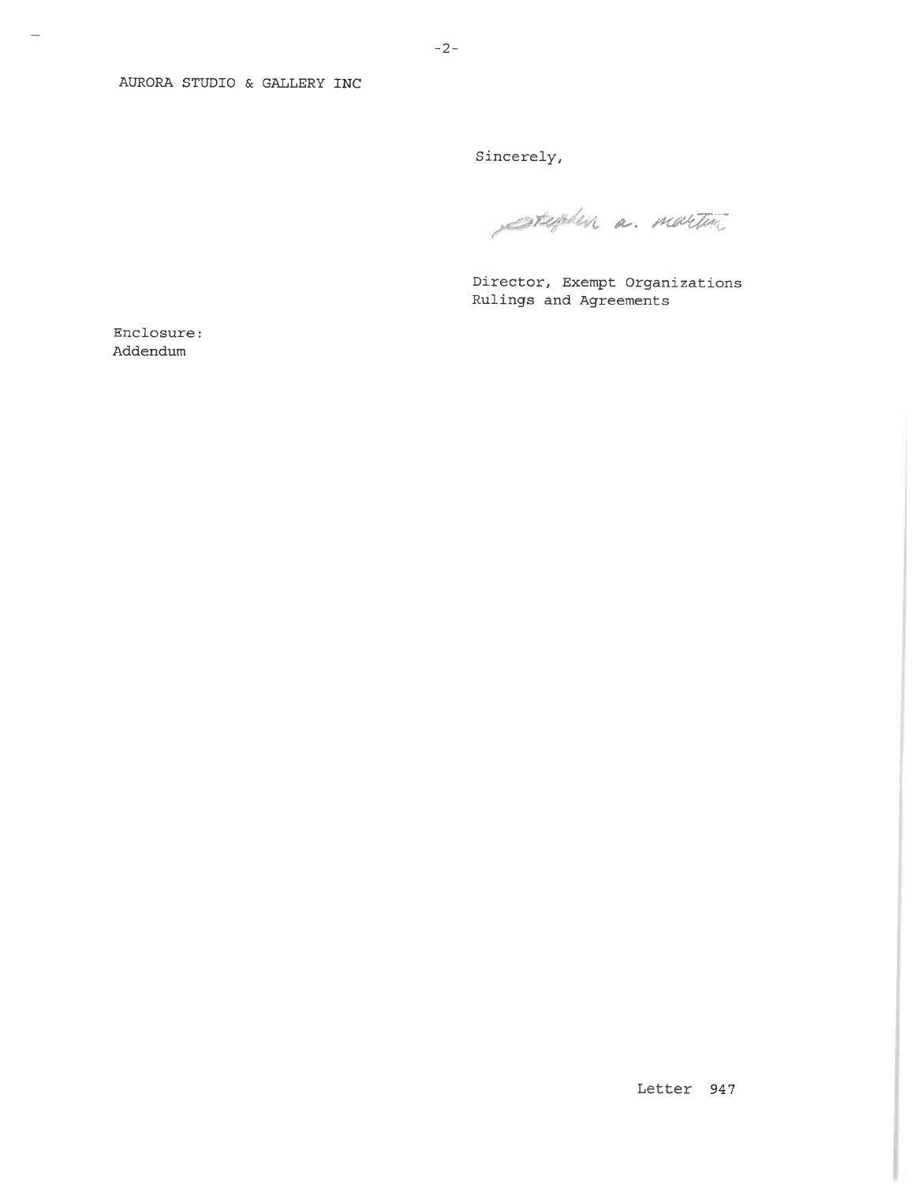AURORA STUDIO & GALLERY INC

Sincerely,

Stephen A. Martin

Director, Exempt Organizations
Rulings and Agreements

Enclosure:
Addendum

Letter 947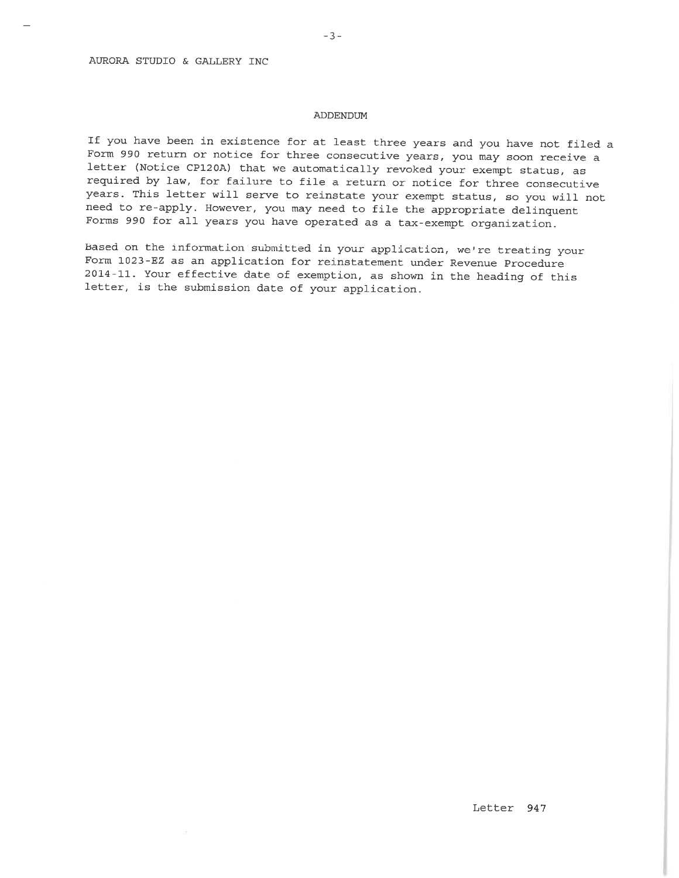AURORA STUDIO & GALLERY INC

## ADDENDUM

If you have been in existence for at least three years and you have not filed a Form 990 return or notice for three consecutive years, you may soon receive a letter (Notice CP120A) that we automatically revoked your exempt status, as required by law, for failure to file a return or notice for three consecutive years. This letter will serve to reinstate your exempt status, so you will not need to re-apply. However, you may need to file the appropriate delinquent Forms 990 for all years you have operated as a tax-exempt organization.

Based on the information submitted in your application, we're treating your Form 1023-EZ as an application for reinstatement under Revenue Procedure 2014-11. Your effective date of exemption, as shown in the heading of this letter, is the submission date of your application.

Letter 947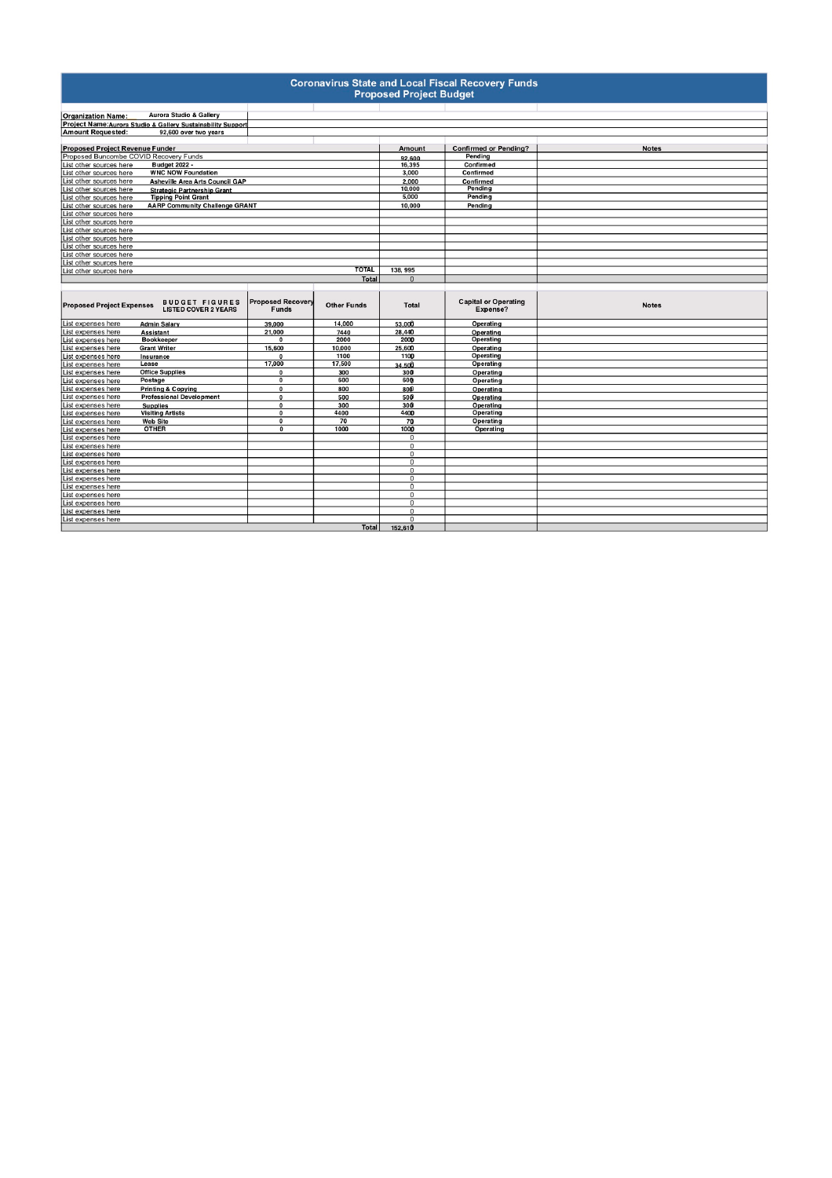# Coronavirus State and Local Fiscal Recovery Funds
## Proposed Project Budget

| | |
|---|---|
| **Organization Name:** | Aurora Studio & Gallery |
| **Project Name:** | Aurora Studio & Gallery Sustainability Support |
| **Amount Requested:** | 92,600 over two years |

| Proposed Project Revenue Funder | | Amount | Confirmed or Pending? | Notes |
|---|---|---|---|---|
| Proposed Buncombe COVID Recovery Funds | | 92,600 | Pending | |
| List other sources here | Budget 2022 - | 16,395 | Confirmed | |
| List other sources here | WNC NOW Foundation | 3,000 | Confirmed | |
| List other sources here | Asheville Area Arts Council GAP | 2,000 | Confirmed | |
| List other sources here | Strategic Partnership Grant | 10,000 | Pending | |
| List other sources here | Tipping Point Grant | 5,000 | Pending | |
| List other sources here | AARP Community Challenge GRANT | 10,000 | Pending | |
| List other sources here | | | | |
| List other sources here | | | | |
| List other sources here | | | | |
| List other sources here | | | | |
| List other sources here | | | | |
| List other sources here | | | | |
| List other sources here | | | | |
| List other sources here | TOTAL | 138, 995 | | |
| | Total | 0 | | |

| Proposed Project Expenses | BUDGET FIGURES LISTED COVER 2 YEARS | Proposed Recovery Funds | Other Funds | Total | Capital or Operating Expense? | Notes |
|---|---|---|---|---|---|---|
| List expenses here | Admin Salary | 39,000 | 14,000 | 53,000 | Operating | |
| List expenses here | Assistant | 21,000 | 7440 | 28,440 | Operating | |
| List expenses here | Bookkeeper | 0 | 2000 | 2000 | Operating | |
| List expenses here | Grant Writer | 15,600 | 10,000 | 25,600 | Operating | |
| List expenses here | Insurance | 0 | 1100 | 1100 | Operating | |
| List expenses here | Lease | 17,000 | 17,500 | 34,500 | Operating | |
| List expenses here | Office Supplies | 0 | 300 | 300 | Operating | |
| List expenses here | Postage | 0 | 600 | 600 | Operating | |
| List expenses here | Printing & Copying | 0 | 800 | 800 | Operating | |
| List expenses here | Professional Development | 0 | 500 | 500 | Operating | |
| List expenses here | Supplies | 0 | 300 | 300 | Operating | |
| List expenses here | Visiting Artists | 0 | 4400 | 4400 | Operating | |
| List expenses here | Web Site | 0 | 70 | 70 | Operating | |
| List expenses here | OTHER | 0 | 1000 | 1000 | Operating | |
| List expenses here | | | | 0 | | |
| List expenses here | | | | 0 | | |
| List expenses here | | | | 0 | | |
| List expenses here | | | | 0 | | |
| List expenses here | | | | 0 | | |
| List expenses here | | | | 0 | | |
| List expenses here | | | | 0 | | |
| List expenses here | | | | 0 | | |
| List expenses here | | | | 0 | | |
| List expenses here | | | | 0 | | |
| List expenses here | | | | 0 | | |
| | | | Total | 152,610 | | |